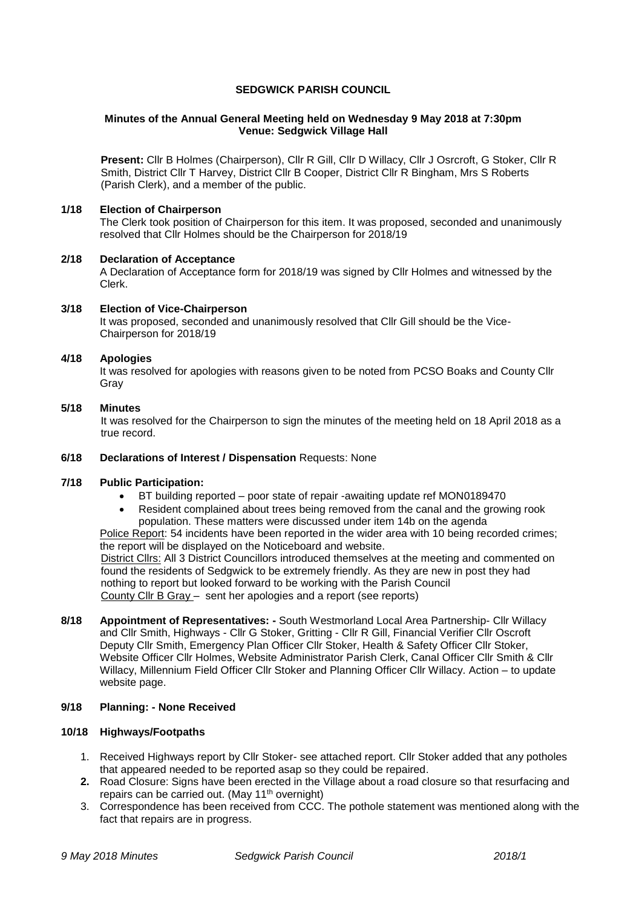**SEDGWICK PARISH COUNCIL**

**Minutes of the Annual General Meeting held on Wednesday 9 May 2018 at 7:30pm**
**Venue: Sedgwick Village Hall**

**Present:** Cllr B Holmes (Chairperson), Cllr R Gill, Cllr D Willacy, Cllr J Osrcroft, G Stoker, Cllr R Smith, District Cllr T Harvey, District Cllr B Cooper, District Cllr R Bingham, Mrs S Roberts (Parish Clerk), and a member of the public.

**1/18 Election of Chairperson**

The Clerk took position of Chairperson for this item. It was proposed, seconded and unanimously resolved that Cllr Holmes should be the Chairperson for 2018/19

**2/18 Declaration of Acceptance**

A Declaration of Acceptance form for 2018/19 was signed by Cllr Holmes and witnessed by the Clerk.

**3/18 Election of Vice-Chairperson**

It was proposed, seconded and unanimously resolved that Cllr Gill should be the Vice-Chairperson for 2018/19

**4/18 Apologies**

It was resolved for apologies with reasons given to be noted from PCSO Boaks and County Cllr Gray

**5/18 Minutes**

It was resolved for the Chairperson to sign the minutes of the meeting held on 18 April 2018 as a true record.

**6/18 Declarations of Interest / Dispensation** Requests: None

**7/18 Public Participation:**

- BT building reported – poor state of repair -awaiting update ref MON0189470
- Resident complained about trees being removed from the canal and the growing rook population. These matters were discussed under item 14b on the agenda

Police Report: 54 incidents have been reported in the wider area with 10 being recorded crimes; the report will be displayed on the Noticeboard and website.

District Cllrs: All 3 District Councillors introduced themselves at the meeting and commented on found the residents of Sedgwick to be extremely friendly. As they are new in post they had nothing to report but looked forward to be working with the Parish Council

County Cllr B Gray – sent her apologies and a report (see reports)

**8/18 Appointment of Representatives: -** South Westmorland Local Area Partnership- Cllr Willacy and Cllr Smith, Highways - Cllr G Stoker, Gritting - Cllr R Gill, Financial Verifier Cllr Oscroft Deputy Cllr Smith, Emergency Plan Officer Cllr Stoker, Health & Safety Officer Cllr Stoker, Website Officer Cllr Holmes, Website Administrator Parish Clerk, Canal Officer Cllr Smith & Cllr Willacy, Millennium Field Officer Cllr Stoker and Planning Officer Cllr Willacy. Action – to update website page.

**9/18 Planning: - None Received**

**10/18 Highways/Footpaths**

1. Received Highways report by Cllr Stoker- see attached report. Cllr Stoker added that any potholes that appeared needed to be reported asap so they could be repaired.
2. Road Closure: Signs have been erected in the Village about a road closure so that resurfacing and repairs can be carried out. (May 11th overnight)
3. Correspondence has been received from CCC. The pothole statement was mentioned along with the fact that repairs are in progress.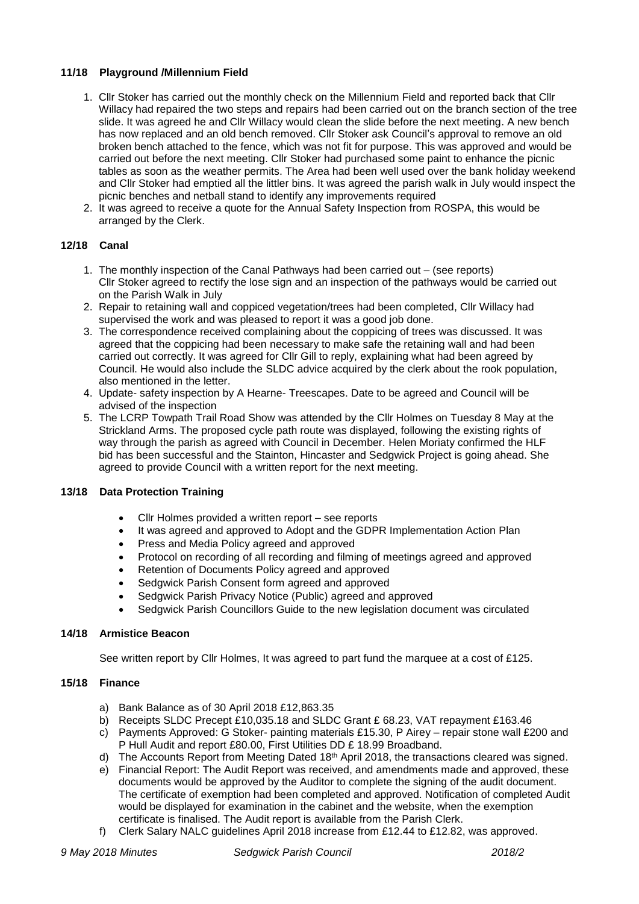### 11/18 Playground /Millennium Field

1. Cllr Stoker has carried out the monthly check on the Millennium Field and reported back that Cllr Willacy had repaired the two steps and repairs had been carried out on the branch section of the tree slide. It was agreed he and Cllr Willacy would clean the slide before the next meeting. A new bench has now replaced and an old bench removed. Cllr Stoker ask Council's approval to remove an old broken bench attached to the fence, which was not fit for purpose. This was approved and would be carried out before the next meeting. Cllr Stoker had purchased some paint to enhance the picnic tables as soon as the weather permits. The Area had been well used over the bank holiday weekend and Cllr Stoker had emptied all the littler bins. It was agreed the parish walk in July would inspect the picnic benches and netball stand to identify any improvements required
2. It was agreed to receive a quote for the Annual Safety Inspection from ROSPA, this would be arranged by the Clerk.

### 12/18 Canal

1. The monthly inspection of the Canal Pathways had been carried out – (see reports) Cllr Stoker agreed to rectify the lose sign and an inspection of the pathways would be carried out on the Parish Walk in July
2. Repair to retaining wall and coppiced vegetation/trees had been completed, Cllr Willacy had supervised the work and was pleased to report it was a good job done.
3. The correspondence received complaining about the coppicing of trees was discussed. It was agreed that the coppicing had been necessary to make safe the retaining wall and had been carried out correctly. It was agreed for Cllr Gill to reply, explaining what had been agreed by Council. He would also include the SLDC advice acquired by the clerk about the rook population, also mentioned in the letter.
4. Update- safety inspection by A Hearne- Treescapes. Date to be agreed and Council will be advised of the inspection
5. The LCRP Towpath Trail Road Show was attended by the Cllr Holmes on Tuesday 8 May at the Strickland Arms. The proposed cycle path route was displayed, following the existing rights of way through the parish as agreed with Council in December. Helen Moriaty confirmed the HLF bid has been successful and the Stainton, Hincaster and Sedgwick Project is going ahead. She agreed to provide Council with a written report for the next meeting.

### 13/18 Data Protection Training

- Cllr Holmes provided a written report – see reports
- It was agreed and approved to Adopt and the GDPR Implementation Action Plan
- Press and Media Policy agreed and approved
- Protocol on recording of all recording and filming of meetings agreed and approved
- Retention of Documents Policy agreed and approved
- Sedgwick Parish Consent form agreed and approved
- Sedgwick Parish Privacy Notice (Public) agreed and approved
- Sedgwick Parish Councillors Guide to the new legislation document was circulated

### 14/18 Armistice Beacon

See written report by Cllr Holmes, It was agreed to part fund the marquee at a cost of £125.

### 15/18 Finance

a) Bank Balance as of 30 April 2018 £12,863.35
b) Receipts SLDC Precept £10,035.18 and SLDC Grant £ 68.23, VAT repayment £163.46
c) Payments Approved: G Stoker- painting materials £15.30, P Airey – repair stone wall £200 and P Hull Audit and report £80.00, First Utilities DD £ 18.99 Broadband.
d) The Accounts Report from Meeting Dated 18th April 2018, the transactions cleared was signed.
e) Financial Report: The Audit Report was received, and amendments made and approved, these documents would be approved by the Auditor to complete the signing of the audit document. The certificate of exemption had been completed and approved. Notification of completed Audit would be displayed for examination in the cabinet and the website, when the exemption certificate is finalised. The Audit report is available from the Parish Clerk.
f) Clerk Salary NALC guidelines April 2018 increase from £12.44 to £12.82, was approved.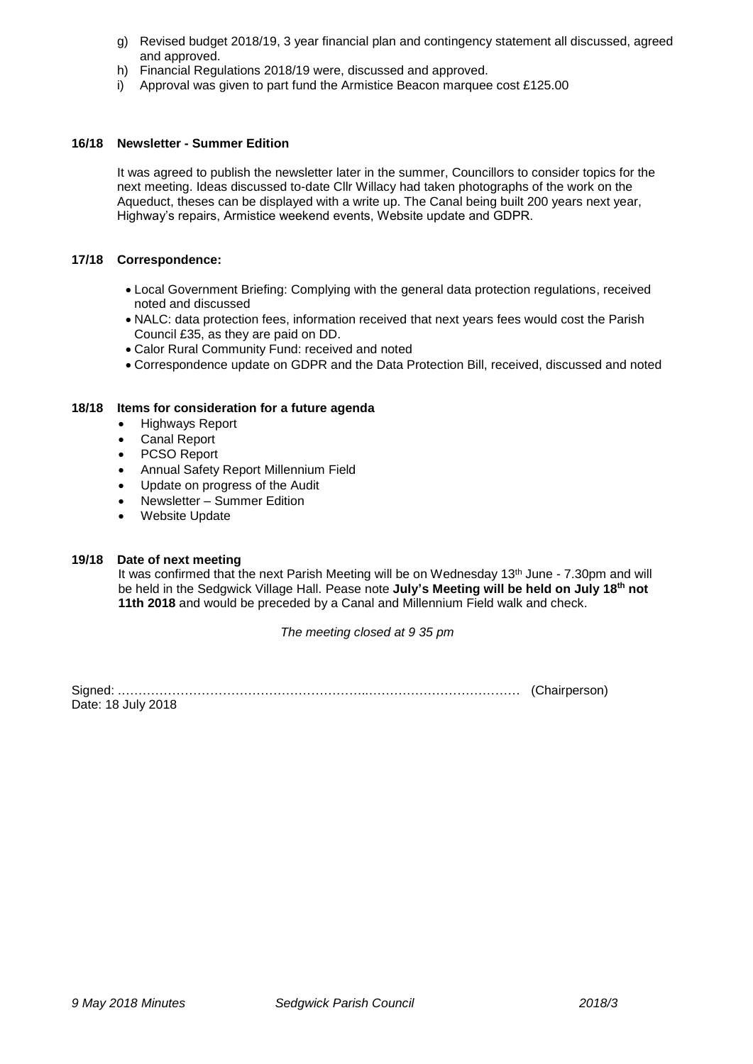g) Revised budget 2018/19, 3 year financial plan and contingency statement all discussed, agreed and approved.
h) Financial Regulations 2018/19 were, discussed and approved.
i) Approval was given to part fund the Armistice Beacon marquee cost £125.00

**16/18 Newsletter - Summer Edition**

It was agreed to publish the newsletter later in the summer, Councillors to consider topics for the next meeting. Ideas discussed to-date Cllr Willacy had taken photographs of the work on the Aqueduct, theses can be displayed with a write up. The Canal being built 200 years next year, Highway's repairs, Armistice weekend events, Website update and GDPR.

**17/18 Correspondence:**

- Local Government Briefing: Complying with the general data protection regulations, received noted and discussed
- NALC: data protection fees, information received that next years fees would cost the Parish Council £35, as they are paid on DD.
- Calor Rural Community Fund: received and noted
- Correspondence update on GDPR and the Data Protection Bill, received, discussed and noted

**18/18 Items for consideration for a future agenda**

- Highways Report
- Canal Report
- PCSO Report
- Annual Safety Report Millennium Field
- Update on progress of the Audit
- Newsletter – Summer Edition
- Website Update

**19/18 Date of next meeting**

It was confirmed that the next Parish Meeting will be on Wednesday 13th June - 7.30pm and will be held in the Sedgwick Village Hall. Pease note **July's Meeting will be held on July 18th not 11th 2018** and would be preceded by a Canal and Millennium Field walk and check.

*The meeting closed at 9 35 pm*

Signed: ……………………………………………………..……………………………… (Chairperson)
Date: 18 July 2018